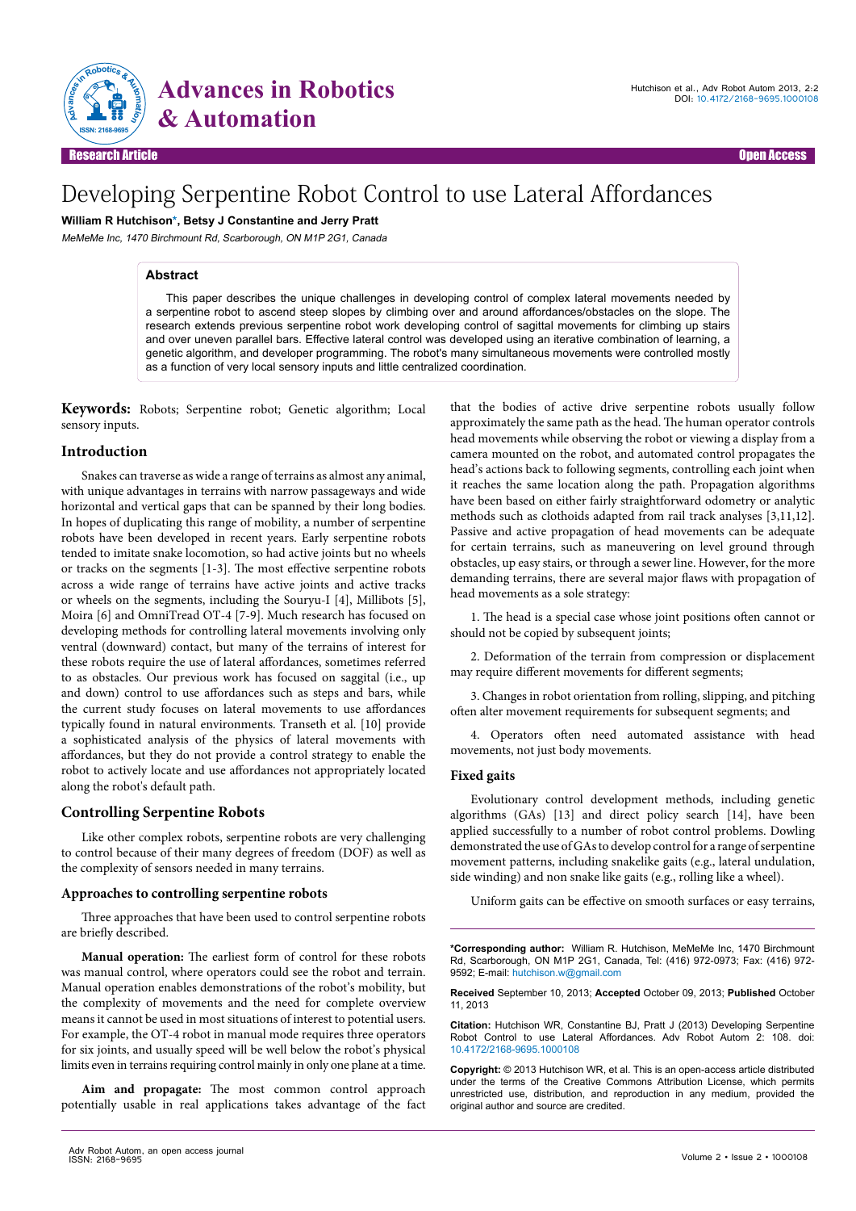Research Article

Open Access

# Developing Serpentine Robot Control to use Lateral Affordances

**William R Hutchison*, Betsy J Constantine and Jerry Pratt**

*MeMeMe Inc, 1470 Birchmount Rd, Scarborough, ON M1P 2G1, Canada*

## Abstract

This paper describes the unique challenges in developing control of complex lateral movements needed by a serpentine robot to ascend steep slopes by climbing over and around affordances/obstacles on the slope. The research extends previous serpentine robot work developing control of sagittal movements for climbing up stairs and over uneven parallel bars. Effective lateral control was developed using an iterative combination of learning, a genetic algorithm, and developer programming. The robot's many simultaneous movements were controlled mostly as a function of very local sensory inputs and little centralized coordination.

**Keywords:** Robots; Serpentine robot; Genetic algorithm; Local sensory inputs.

## Introduction

Snakes can traverse as wide a range of terrains as almost any animal, with unique advantages in terrains with narrow passageways and wide horizontal and vertical gaps that can be spanned by their long bodies. In hopes of duplicating this range of mobility, a number of serpentine robots have been developed in recent years. Early serpentine robots tended to imitate snake locomotion, so had active joints but no wheels or tracks on the segments [1-3]. The most effective serpentine robots across a wide range of terrains have active joints and active tracks or wheels on the segments, including the Souryu-I [4], Millibots [5], Moira [6] and OmniTread OT-4 [7-9]. Much research has focused on developing methods for controlling lateral movements involving only ventral (downward) contact, but many of the terrains of interest for these robots require the use of lateral affordances, sometimes referred to as obstacles. Our previous work has focused on saggital (i.e., up and down) control to use affordances such as steps and bars, while the current study focuses on lateral movements to use affordances typically found in natural environments. Transeth et al. [10] provide a sophisticated analysis of the physics of lateral movements with affordances, but they do not provide a control strategy to enable the robot to actively locate and use affordances not appropriately located along the robot's default path.

## Controlling Serpentine Robots

Like other complex robots, serpentine robots are very challenging to control because of their many degrees of freedom (DOF) as well as the complexity of sensors needed in many terrains.

### Approaches to controlling serpentine robots

Three approaches that have been used to control serpentine robots are briefly described.

**Manual operation:** The earliest form of control for these robots was manual control, where operators could see the robot and terrain. Manual operation enables demonstrations of the robot's mobility, but the complexity of movements and the need for complete overview means it cannot be used in most situations of interest to potential users. For example, the OT-4 robot in manual mode requires three operators for six joints, and usually speed will be well below the robot's physical limits even in terrains requiring control mainly in only one plane at a time.

**Aim and propagate:** The most common control approach potentially usable in real applications takes advantage of the fact that the bodies of active drive serpentine robots usually follow approximately the same path as the head. The human operator controls head movements while observing the robot or viewing a display from a camera mounted on the robot, and automated control propagates the head's actions back to following segments, controlling each joint when it reaches the same location along the path. Propagation algorithms have been based on either fairly straightforward odometry or analytic methods such as clothoids adapted from rail track analyses [3,11,12]. Passive and active propagation of head movements can be adequate for certain terrains, such as maneuvering on level ground through obstacles, up easy stairs, or through a sewer line. However, for the more demanding terrains, there are several major flaws with propagation of head movements as a sole strategy:

1. The head is a special case whose joint positions often cannot or should not be copied by subsequent joints;

2. Deformation of the terrain from compression or displacement may require different movements for different segments;

3. Changes in robot orientation from rolling, slipping, and pitching often alter movement requirements for subsequent segments; and

4. Operators often need automated assistance with head movements, not just body movements.

### Fixed gaits

Evolutionary control development methods, including genetic algorithms (GAs) [13] and direct policy search [14], have been applied successfully to a number of robot control problems. Dowling demonstrated the use of GAs to develop control for a range of serpentine movement patterns, including snakelike gaits (e.g., lateral undulation, side winding) and non snake like gaits (e.g., rolling like a wheel).

Uniform gaits can be effective on smooth surfaces or easy terrains,

---

***Corresponding author:** William R. Hutchison, MeMeMe Inc, 1470 Birchmount Rd, Scarborough, ON M1P 2G1, Canada, Tel: (416) 972-0973; Fax: (416) 972-9592; E-mail: hutchison.w@gmail.com

**Received** September 10, 2013; **Accepted** October 09, 2013; **Published** October 11, 2013

**Citation:** Hutchison WR, Constantine BJ, Pratt J (2013) Developing Serpentine Robot Control to use Lateral Affordances. Adv Robot Autom 2: 108. doi: 10.4172/2168-9695.1000108

**Copyright:** © 2013 Hutchison WR, et al. This is an open-access article distributed under the terms of the Creative Commons Attribution License, which permits unrestricted use, distribution, and reproduction in any medium, provided the original author and source are credited.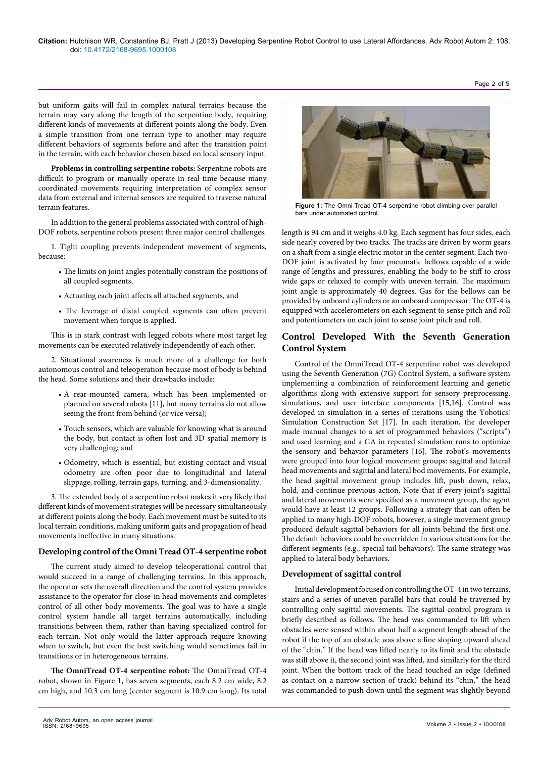but uniform gaits will fail in complex natural terrains because the terrain may vary along the length of the serpentine body, requiring different kinds of movements at different points along the body. Even a simple transition from one terrain type to another may require different behaviors of segments before and after the transition point in the terrain, with each behavior chosen based on local sensory input.

**Problems in controlling serpentine robots:** Serpentine robots are difficult to program or manually operate in real time because many coordinated movements requiring interpretation of complex sensor data from external and internal sensors are required to traverse natural terrain features.

In addition to the general problems associated with control of high-DOF robots, serpentine robots present three major control challenges.

1. Tight coupling prevents independent movement of segments, because:

- The limits on joint angles potentially constrain the positions of all coupled segments,
- Actuating each joint affects all attached segments, and
- The leverage of distal coupled segments can often prevent movement when torque is applied.

This is in stark contrast with legged robots where most target leg movements can be executed relatively independently of each other.

2. Situational awareness is much more of a challenge for both autonomous control and teleoperation because most of body is behind the head. Some solutions and their drawbacks include:

- A rear-mounted camera, which has been implemented or planned on several robots [11], but many terrains do not allow seeing the front from behind (or vice versa);
- Touch sensors, which are valuable for knowing what is around the body, but contact is often lost and 3D spatial memory is very challenging; and
- Odometry, which is essential, but existing contact and visual odometry are often poor due to longitudinal and lateral slippage, rolling, terrain gaps, turning, and 3-dimensionality.

3. The extended body of a serpentine robot makes it very likely that different kinds of movement strategies will be necessary simultaneously at different points along the body. Each movement must be suited to its local terrain conditions, making uniform gaits and propagation of head movements ineffective in many situations.

### Developing control of the Omni Tread OT-4 serpentine robot

The current study aimed to develop teleoperational control that would succeed in a range of challenging terrains. In this approach, the operator sets the overall direction and the control system provides assistance to the operator for close-in head movements and completes control of all other body movements. The goal was to have a single control system handle all target terrains automatically, including transitions between them, rather than having specialized control for each terrain. Not only would the latter approach require knowing when to switch, but even the best switching would sometimes fail in transitions or in heterogeneous terrains.

**The OmniTread OT-4 serpentine robot:** The OmniTread OT-4 robot, shown in Figure 1, has seven segments, each 8.2 cm wide, 8.2 cm high, and 10.3 cm long (center segment is 10.9 cm long). Its total length is 94 cm and it weighs 4.0 kg. Each segment has four sides, each side nearly covered by two tracks. The tracks are driven by worm gears on a shaft from a single electric motor in the center segment. Each two-DOF joint is activated by four pneumatic bellows capable of a wide range of lengths and pressures, enabling the body to be stiff to cross wide gaps or relaxed to comply with uneven terrain. The maximum joint angle is approximately 40 degrees. Gas for the bellows can be provided by onboard cylinders or an onboard compressor. The OT-4 is equipped with accelerometers on each segment to sense pitch and roll and potentiometers on each joint to sense joint pitch and roll.

**Figure 1:** The Omni Tread OT-4 serpentine robot climbing over parallel bars under automated control.

## Control Developed With the Seventh Generation Control System

Control of the OmniTread OT-4 serpentine robot was developed using the Seventh Generation (7G) Control System, a software system implementing a combination of reinforcement learning and genetic algorithms along with extensive support for sensory preprocessing, simulations, and user interface components [15,16]. Control was developed in simulation in a series of iterations using the Yobotics! Simulation Construction Set [17]. In each iteration, the developer made manual changes to a set of programmed behaviors ("scripts") and used learning and a GA in repeated simulation runs to optimize the sensory and behavior parameters [16]. The robot's movements were grouped into four logical movement groups: sagittal and lateral head movements and sagittal and lateral bod movements. For example, the head sagittal movement group includes lift, push down, relax, hold, and continue previous action. Note that if every joint's sagittal and lateral movements were specified as a movement group, the agent would have at least 12 groups. Following a strategy that can often be applied to many high-DOF robots, however, a single movement group produced default sagittal behaviors for all joints behind the first one. The default behaviors could be overridden in various situations for the different segments (e.g., special tail behaviors). The same strategy was applied to lateral body behaviors.

### Development of sagittal control

Initial development focused on controlling the OT-4 in two terrains, stairs and a series of uneven parallel bars that could be traversed by controlling only sagittal movements. The sagittal control program is briefly described as follows. The head was commanded to lift when obstacles were sensed within about half a segment length ahead of the robot if the top of an obstacle was above a line sloping upward ahead of the "chin." If the head was lifted nearly to its limit and the obstacle was still above it, the second joint was lifted, and similarly for the third joint. When the bottom track of the head touched an edge (defined as contact on a narrow section of track) behind its "chin," the head was commanded to push down until the segment was slightly beyond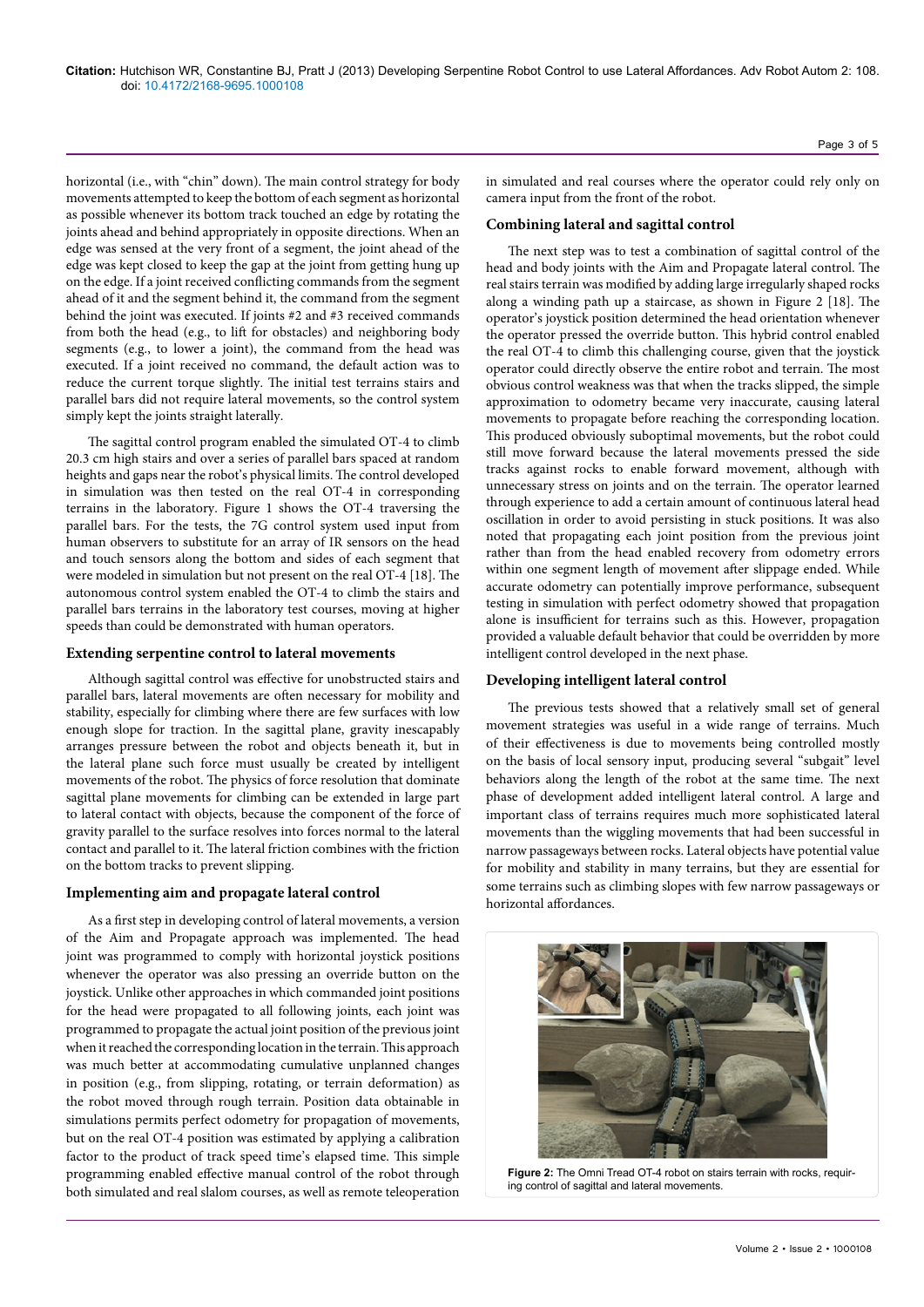horizontal (i.e., with "chin" down). The main control strategy for body movements attempted to keep the bottom of each segment as horizontal as possible whenever its bottom track touched an edge by rotating the joints ahead and behind appropriately in opposite directions. When an edge was sensed at the very front of a segment, the joint ahead of the edge was kept closed to keep the gap at the joint from getting hung up on the edge. If a joint received conflicting commands from the segment ahead of it and the segment behind it, the command from the segment behind the joint was executed. If joints #2 and #3 received commands from both the head (e.g., to lift for obstacles) and neighboring body segments (e.g., to lower a joint), the command from the head was executed. If a joint received no command, the default action was to reduce the current torque slightly. The initial test terrains stairs and parallel bars did not require lateral movements, so the control system simply kept the joints straight laterally.

The sagittal control program enabled the simulated OT-4 to climb 20.3 cm high stairs and over a series of parallel bars spaced at random heights and gaps near the robot's physical limits. The control developed in simulation was then tested on the real OT-4 in corresponding terrains in the laboratory. Figure 1 shows the OT-4 traversing the parallel bars. For the tests, the 7G control system used input from human observers to substitute for an array of IR sensors on the head and touch sensors along the bottom and sides of each segment that were modeled in simulation but not present on the real OT-4 [18]. The autonomous control system enabled the OT-4 to climb the stairs and parallel bars terrains in the laboratory test courses, moving at higher speeds than could be demonstrated with human operators.

### Extending serpentine control to lateral movements

Although sagittal control was effective for unobstructed stairs and parallel bars, lateral movements are often necessary for mobility and stability, especially for climbing where there are few surfaces with low enough slope for traction. In the sagittal plane, gravity inescapably arranges pressure between the robot and objects beneath it, but in the lateral plane such force must usually be created by intelligent movements of the robot. The physics of force resolution that dominate sagittal plane movements for climbing can be extended in large part to lateral contact with objects, because the component of the force of gravity parallel to the surface resolves into forces normal to the lateral contact and parallel to it. The lateral friction combines with the friction on the bottom tracks to prevent slipping.

### Implementing aim and propagate lateral control

As a first step in developing control of lateral movements, a version of the Aim and Propagate approach was implemented. The head joint was programmed to comply with horizontal joystick positions whenever the operator was also pressing an override button on the joystick. Unlike other approaches in which commanded joint positions for the head were propagated to all following joints, each joint was programmed to propagate the actual joint position of the previous joint when it reached the corresponding location in the terrain. This approach was much better at accommodating cumulative unplanned changes in position (e.g., from slipping, rotating, or terrain deformation) as the robot moved through rough terrain. Position data obtainable in simulations permits perfect odometry for propagation of movements, but on the real OT-4 position was estimated by applying a calibration factor to the product of track speed time's elapsed time. This simple programming enabled effective manual control of the robot through both simulated and real slalom courses, as well as remote teleoperation in simulated and real courses where the operator could rely only on camera input from the front of the robot.

### Combining lateral and sagittal control

The next step was to test a combination of sagittal control of the head and body joints with the Aim and Propagate lateral control. The real stairs terrain was modified by adding large irregularly shaped rocks along a winding path up a staircase, as shown in Figure 2 [18]. The operator's joystick position determined the head orientation whenever the operator pressed the override button. This hybrid control enabled the real OT-4 to climb this challenging course, given that the joystick operator could directly observe the entire robot and terrain. The most obvious control weakness was that when the tracks slipped, the simple approximation to odometry became very inaccurate, causing lateral movements to propagate before reaching the corresponding location. This produced obviously suboptimal movements, but the robot could still move forward because the lateral movements pressed the side tracks against rocks to enable forward movement, although with unnecessary stress on joints and on the terrain. The operator learned through experience to add a certain amount of continuous lateral head oscillation in order to avoid persisting in stuck positions. It was also noted that propagating each joint position from the previous joint rather than from the head enabled recovery from odometry errors within one segment length of movement after slippage ended. While accurate odometry can potentially improve performance, subsequent testing in simulation with perfect odometry showed that propagation alone is insufficient for terrains such as this. However, propagation provided a valuable default behavior that could be overridden by more intelligent control developed in the next phase.

### Developing intelligent lateral control

The previous tests showed that a relatively small set of general movement strategies was useful in a wide range of terrains. Much of their effectiveness is due to movements being controlled mostly on the basis of local sensory input, producing several "subgait" level behaviors along the length of the robot at the same time. The next phase of development added intelligent lateral control. A large and important class of terrains requires much more sophisticated lateral movements than the wiggling movements that had been successful in narrow passageways between rocks. Lateral objects have potential value for mobility and stability in many terrains, but they are essential for some terrains such as climbing slopes with few narrow passageways or horizontal affordances.

Figure 2: The Omni Tread OT-4 robot on stairs terrain with rocks, requiring control of sagittal and lateral movements.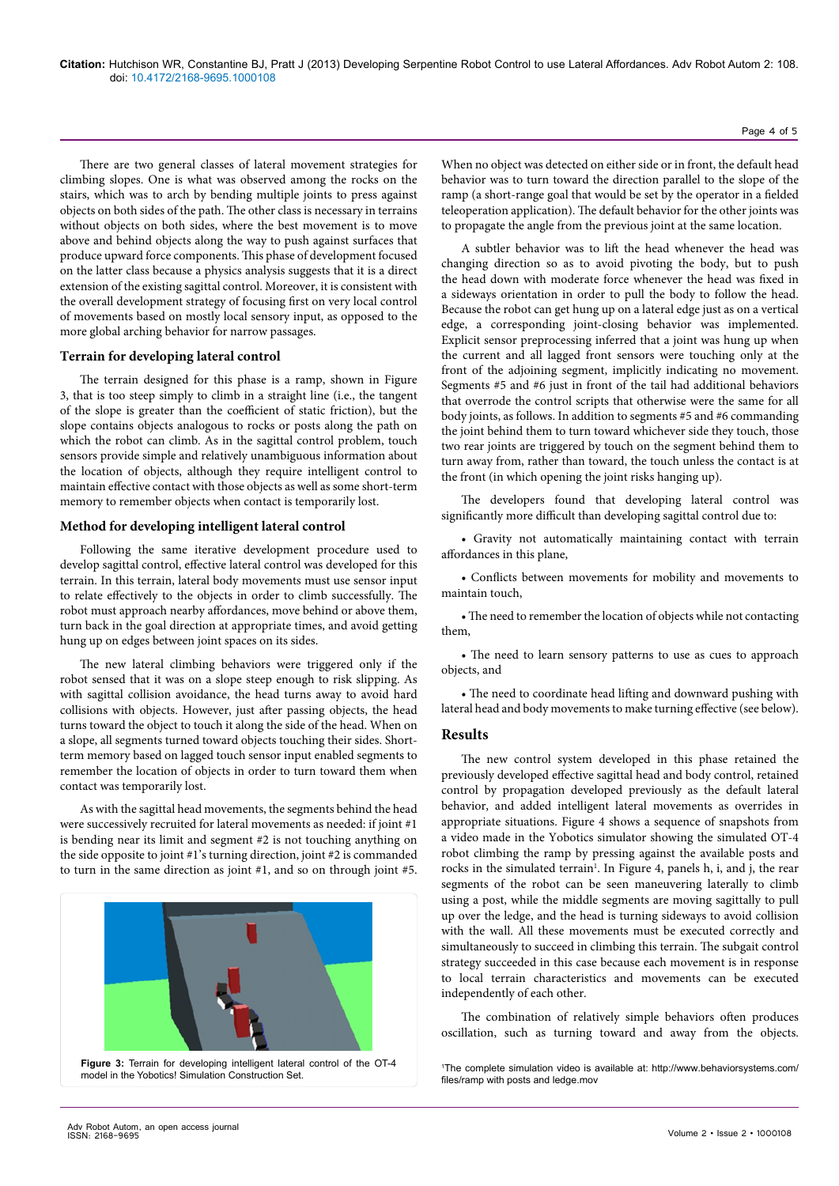There are two general classes of lateral movement strategies for climbing slopes. One is what was observed among the rocks on the stairs, which was to arch by bending multiple joints to press against objects on both sides of the path. The other class is necessary in terrains without objects on both sides, where the best movement is to move above and behind objects along the way to push against surfaces that produce upward force components. This phase of development focused on the latter class because a physics analysis suggests that it is a direct extension of the existing sagittal control. Moreover, it is consistent with the overall development strategy of focusing first on very local control of movements based on mostly local sensory input, as opposed to the more global arching behavior for narrow passages.

### Terrain for developing lateral control

The terrain designed for this phase is a ramp, shown in Figure 3, that is too steep simply to climb in a straight line (i.e., the tangent of the slope is greater than the coefficient of static friction), but the slope contains objects analogous to rocks or posts along the path on which the robot can climb. As in the sagittal control problem, touch sensors provide simple and relatively unambiguous information about the location of objects, although they require intelligent control to maintain effective contact with those objects as well as some short-term memory to remember objects when contact is temporarily lost.

### Method for developing intelligent lateral control

Following the same iterative development procedure used to develop sagittal control, effective lateral control was developed for this terrain. In this terrain, lateral body movements must use sensor input to relate effectively to the objects in order to climb successfully. The robot must approach nearby affordances, move behind or above them, turn back in the goal direction at appropriate times, and avoid getting hung up on edges between joint spaces on its sides.

The new lateral climbing behaviors were triggered only if the robot sensed that it was on a slope steep enough to risk slipping. As with sagittal collision avoidance, the head turns away to avoid hard collisions with objects. However, just after passing objects, the head turns toward the object to touch it along the side of the head. When on a slope, all segments turned toward objects touching their sides. Short-term memory based on lagged touch sensor input enabled segments to remember the location of objects in order to turn toward them when contact was temporarily lost.

As with the sagittal head movements, the segments behind the head were successively recruited for lateral movements as needed: if joint #1 is bending near its limit and segment #2 is not touching anything on the side opposite to joint #1's turning direction, joint #2 is commanded to turn in the same direction as joint #1, and so on through joint #5.

Figure 3: Terrain for developing intelligent lateral control of the OT-4 model in the Yobotics! Simulation Construction Set.

When no object was detected on either side or in front, the default head behavior was to turn toward the direction parallel to the slope of the ramp (a short-range goal that would be set by the operator in a fielded teleoperation application). The default behavior for the other joints was to propagate the angle from the previous joint at the same location.

A subtler behavior was to lift the head whenever the head was changing direction so as to avoid pivoting the body, but to push the head down with moderate force whenever the head was fixed in a sideways orientation in order to pull the body to follow the head. Because the robot can get hung up on a lateral edge just as on a vertical edge, a corresponding joint-closing behavior was implemented. Explicit sensor preprocessing inferred that a joint was hung up when the current and all lagged front sensors were touching only at the front of the adjoining segment, implicitly indicating no movement. Segments #5 and #6 just in front of the tail had additional behaviors that overrode the control scripts that otherwise were the same for all body joints, as follows. In addition to segments #5 and #6 commanding the joint behind them to turn toward whichever side they touch, those two rear joints are triggered by touch on the segment behind them to turn away from, rather than toward, the touch unless the contact is at the front (in which opening the joint risks hanging up).

The developers found that developing lateral control was significantly more difficult than developing sagittal control due to:

- Gravity not automatically maintaining contact with terrain affordances in this plane,
- Conflicts between movements for mobility and movements to maintain touch,
- The need to remember the location of objects while not contacting them,
- The need to learn sensory patterns to use as cues to approach objects, and
- The need to coordinate head lifting and downward pushing with lateral head and body movements to make turning effective (see below).

## Results

The new control system developed in this phase retained the previously developed effective sagittal head and body control, retained control by propagation developed previously as the default lateral behavior, and added intelligent lateral movements as overrides in appropriate situations. Figure 4 shows a sequence of snapshots from a video made in the Yobotics simulator showing the simulated OT-4 robot climbing the ramp by pressing against the available posts and rocks in the simulated terrain[1]. In Figure 4, panels h, i, and j, the rear segments of the robot can be seen maneuvering laterally to climb using a post, while the middle segments are moving sagittally to pull up over the ledge, and the head is turning sideways to avoid collision with the wall. All these movements must be executed correctly and simultaneously to succeed in climbing this terrain. The subgait control strategy succeeded in this case because each movement is in response to local terrain characteristics and movements can be executed independently of each other.

The combination of relatively simple behaviors often produces oscillation, such as turning toward and away from the objects.

[1]The complete simulation video is available at: http://www.behaviorsystems.com/files/ramp with posts and ledge.mov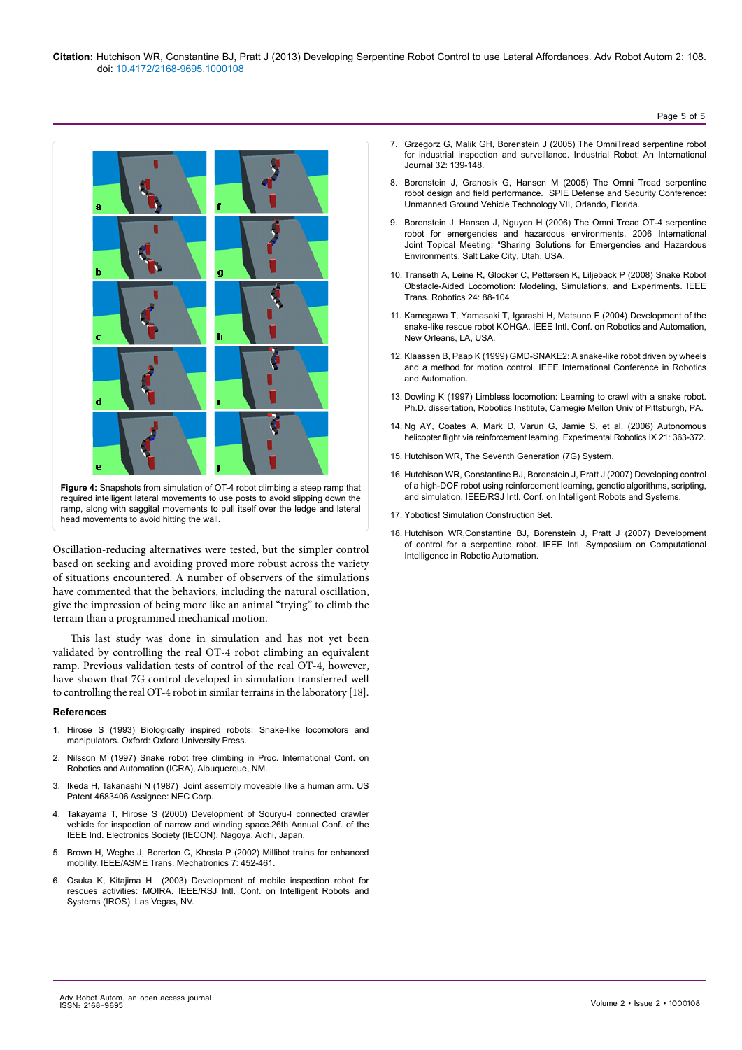Figure 4: Snapshots from simulation of OT-4 robot climbing a steep ramp that required intelligent lateral movements to use posts to avoid slipping down the ramp, along with saggital movements to pull itself over the ledge and lateral head movements to avoid hitting the wall.

Oscillation-reducing alternatives were tested, but the simpler control based on seeking and avoiding proved more robust across the variety of situations encountered. A number of observers of the simulations have commented that the behaviors, including the natural oscillation, give the impression of being more like an animal "trying" to climb the terrain than a programmed mechanical motion.

This last study was done in simulation and has not yet been validated by controlling the real OT-4 robot climbing an equivalent ramp. Previous validation tests of control of the real OT-4, however, have shown that 7G control developed in simulation transferred well to controlling the real OT-4 robot in similar terrains in the laboratory [18].

## References

1. Hirose S (1993) Biologically inspired robots: Snake-like locomotors and manipulators. Oxford: Oxford University Press.
2. Nilsson M (1997) Snake robot free climbing in Proc. International Conf. on Robotics and Automation (ICRA), Albuquerque, NM.
3. Ikeda H, Takanashi N (1987) Joint assembly moveable like a human arm. US Patent 4683406 Assignee: NEC Corp.
4. Takayama T, Hirose S (2000) Development of Souryu-I connected crawler vehicle for inspection of narrow and winding space.26th Annual Conf. of the IEEE Ind. Electronics Society (IECON), Nagoya, Aichi, Japan.
5. Brown H, Weghe J, Bererton C, Khosla P (2002) Millibot trains for enhanced mobility. IEEE/ASME Trans. Mechatronics 7: 452-461.
6. Osuka K, Kitajima H (2003) Development of mobile inspection robot for rescues activities: MOIRA. IEEE/RSJ Intl. Conf. on Intelligent Robots and Systems (IROS), Las Vegas, NV.
7. Grzegorz G, Malik GH, Borenstein J (2005) The OmniTread serpentine robot for industrial inspection and surveillance. Industrial Robot: An International Journal 32: 139-148.
8. Borenstein J, Granosik G, Hansen M (2005) The Omni Tread serpentine robot design and field performance. SPIE Defense and Security Conference: Unmanned Ground Vehicle Technology VII, Orlando, Florida.
9. Borenstein J, Hansen J, Nguyen H (2006) The Omni Tread OT-4 serpentine robot for emergencies and hazardous environments. 2006 International Joint Topical Meeting: "Sharing Solutions for Emergencies and Hazardous Environments, Salt Lake City, Utah, USA.
10. Transeth A, Leine R, Glocker C, Pettersen K, Liljeback P (2008) Snake Robot Obstacle-Aided Locomotion: Modeling, Simulations, and Experiments. IEEE Trans. Robotics 24: 88-104
11. Kamegawa T, Yamasaki T, Igarashi H, Matsuno F (2004) Development of the snake-like rescue robot KOHGA. IEEE Intl. Conf. on Robotics and Automation, New Orleans, LA, USA.
12. Klaassen B, Paap K (1999) GMD-SNAKE2: A snake-like robot driven by wheels and a method for motion control. IEEE International Conference in Robotics and Automation.
13. Dowling K (1997) Limbless locomotion: Learning to crawl with a snake robot. Ph.D. dissertation, Robotics Institute, Carnegie Mellon Univ of Pittsburgh, PA.
14. Ng AY, Coates A, Mark D, Varun G, Jamie S, et al. (2006) Autonomous helicopter flight via reinforcement learning. Experimental Robotics IX 21: 363-372.
15. Hutchison WR, The Seventh Generation (7G) System.
16. Hutchison WR, Constantine BJ, Borenstein J, Pratt J (2007) Developing control of a high-DOF robot using reinforcement learning, genetic algorithms, scripting, and simulation. IEEE/RSJ Intl. Conf. on Intelligent Robots and Systems.
17. Yobotics! Simulation Construction Set.
18. Hutchison WR,Constantine BJ, Borenstein J, Pratt J (2007) Development of control for a serpentine robot. IEEE Intl. Symposium on Computational Intelligence in Robotic Automation.